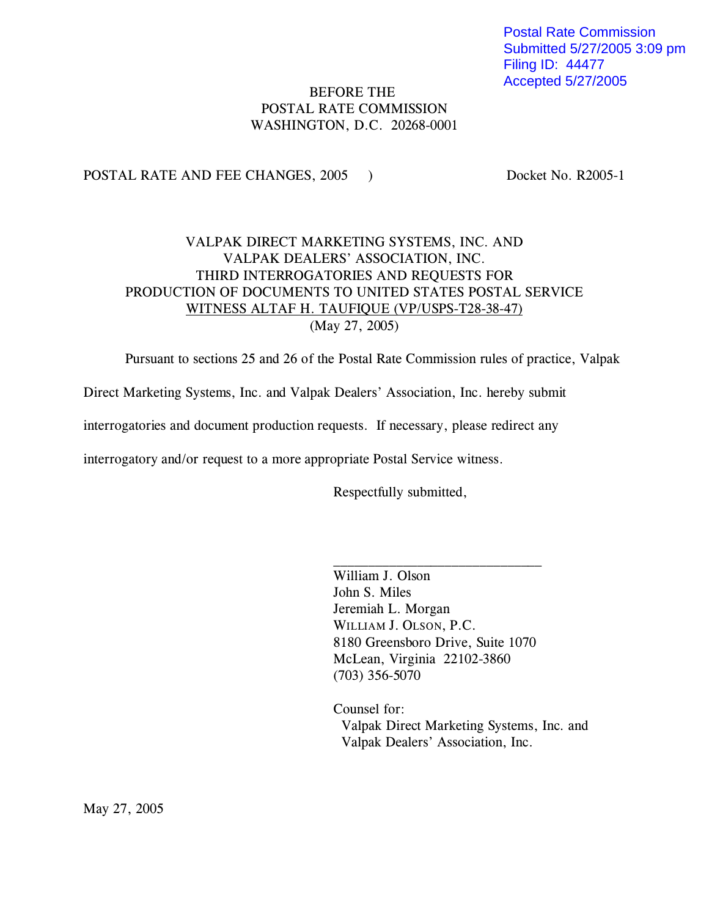Postal Rate Commission
Submitted 5/27/2005 3:09 pm
Filing ID: 44477
Accepted 5/27/2005

BEFORE THE
POSTAL RATE COMMISSION
WASHINGTON, D.C. 20268-0001

POSTAL RATE AND FEE CHANGES, 2005 ) Docket No. R2005-1

VALPAK DIRECT MARKETING SYSTEMS, INC. AND
VALPAK DEALERS' ASSOCIATION, INC.
THIRD INTERROGATORIES AND REQUESTS FOR
PRODUCTION OF DOCUMENTS TO UNITED STATES POSTAL SERVICE
WITNESS ALTAF H. TAUFIQUE (VP/USPS-T28-38-47)
(May 27, 2005)

Pursuant to sections 25 and 26 of the Postal Rate Commission rules of practice, Valpak Direct Marketing Systems, Inc. and Valpak Dealers' Association, Inc. hereby submit interrogatories and document production requests. If necessary, please redirect any interrogatory and/or request to a more appropriate Postal Service witness.

Respectfully submitted,

______________________________
William J. Olson
John S. Miles
Jeremiah L. Morgan
WILLIAM J. OLSON, P.C.
8180 Greensboro Drive, Suite 1070
McLean, Virginia 22102-3860
(703) 356-5070

Counsel for:
Valpak Direct Marketing Systems, Inc. and
Valpak Dealers' Association, Inc.

May 27, 2005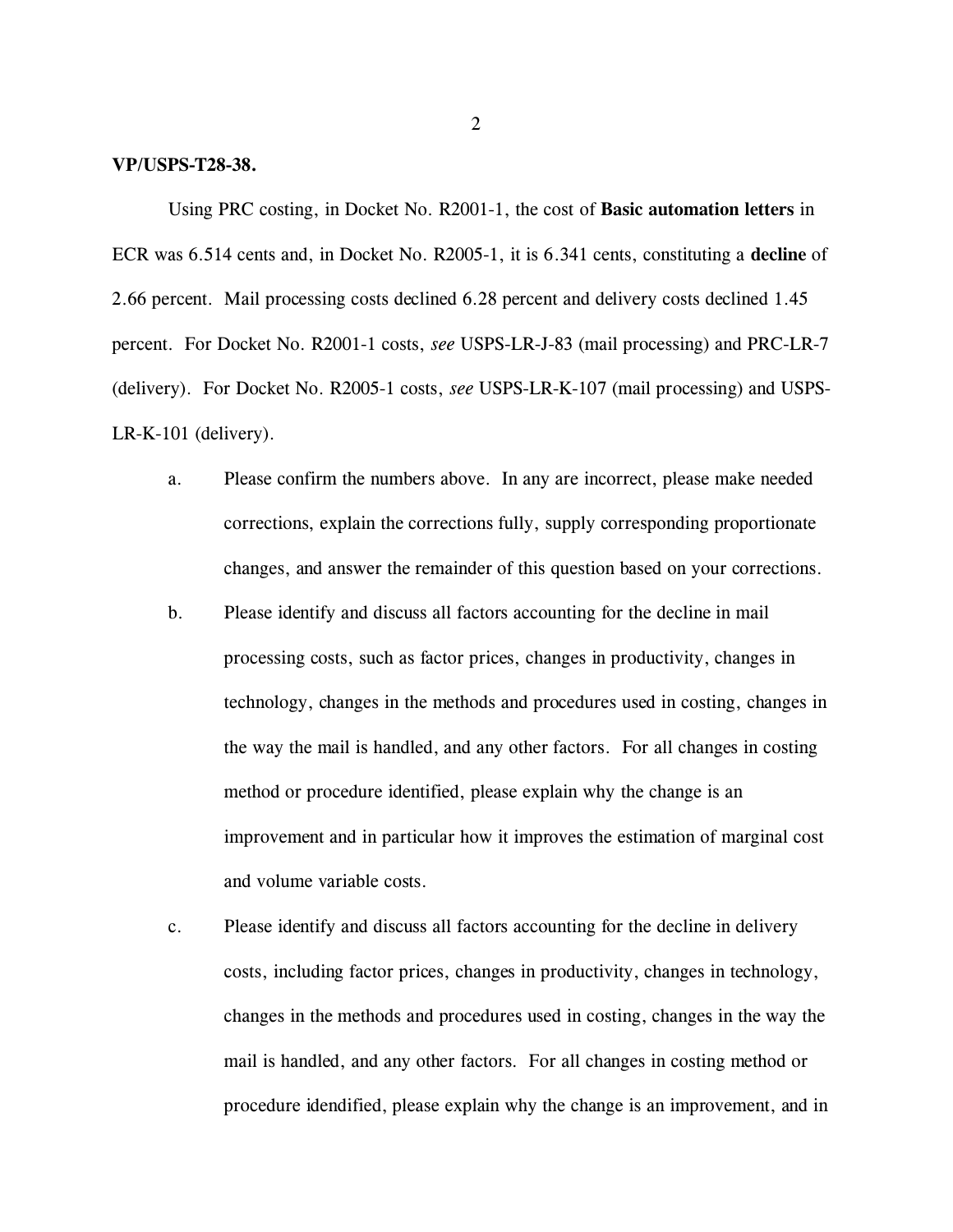**VP/USPS-T28-38.**

Using PRC costing, in Docket No. R2001-1, the cost of **Basic automation letters** in ECR was 6.514 cents and, in Docket No. R2005-1, it is 6.341 cents, constituting a **decline** of 2.66 percent. Mail processing costs declined 6.28 percent and delivery costs declined 1.45 percent. For Docket No. R2001-1 costs, *see* USPS-LR-J-83 (mail processing) and PRC-LR-7 (delivery). For Docket No. R2005-1 costs, *see* USPS-LR-K-107 (mail processing) and USPS-LR-K-101 (delivery).

a. Please confirm the numbers above. In any are incorrect, please make needed corrections, explain the corrections fully, supply corresponding proportionate changes, and answer the remainder of this question based on your corrections.

b. Please identify and discuss all factors accounting for the decline in mail processing costs, such as factor prices, changes in productivity, changes in technology, changes in the methods and procedures used in costing, changes in the way the mail is handled, and any other factors. For all changes in costing method or procedure identified, please explain why the change is an improvement and in particular how it improves the estimation of marginal cost and volume variable costs.

c. Please identify and discuss all factors accounting for the decline in delivery costs, including factor prices, changes in productivity, changes in technology, changes in the methods and procedures used in costing, changes in the way the mail is handled, and any other factors. For all changes in costing method or procedure idendified, please explain why the change is an improvement, and in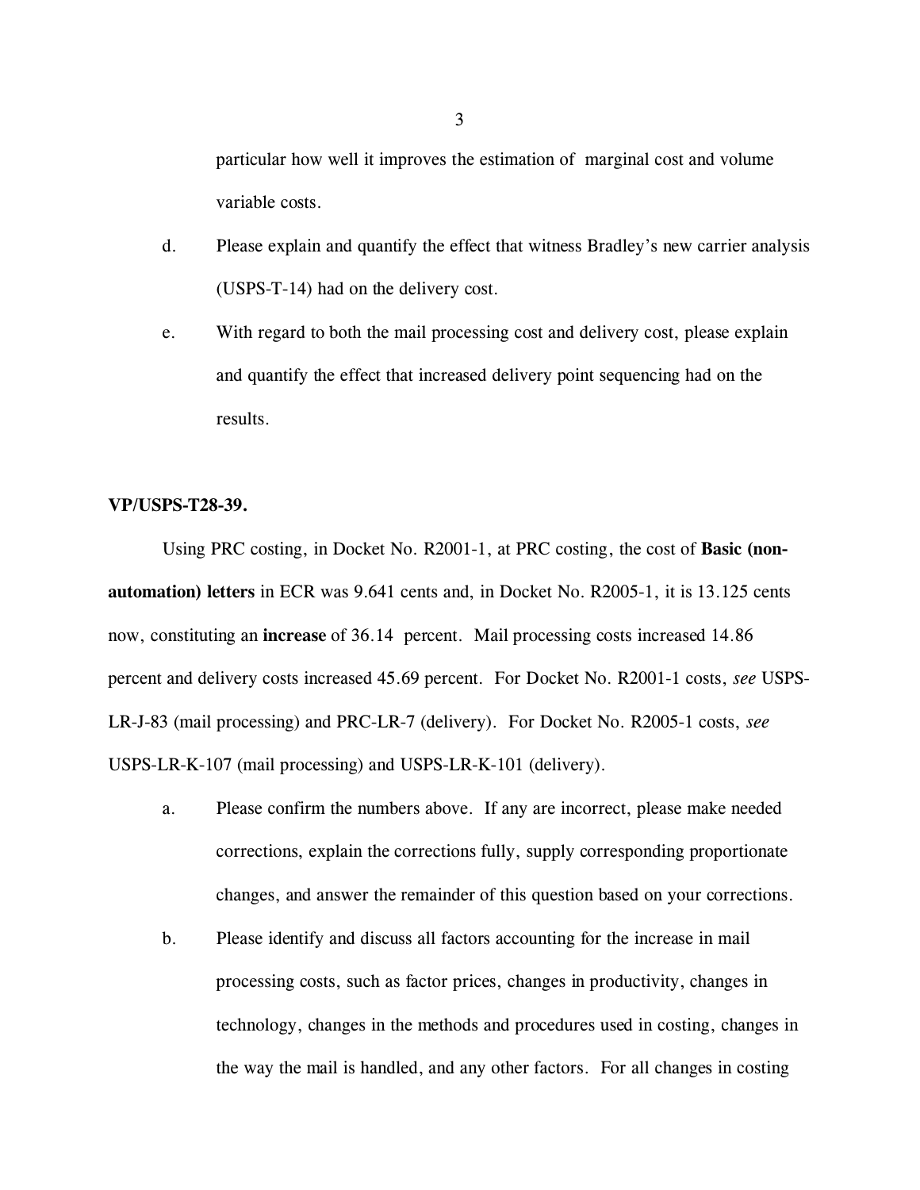particular how well it improves the estimation of marginal cost and volume variable costs.

d. Please explain and quantify the effect that witness Bradley's new carrier analysis (USPS-T-14) had on the delivery cost.

e. With regard to both the mail processing cost and delivery cost, please explain and quantify the effect that increased delivery point sequencing had on the results.

**VP/USPS-T28-39.**

Using PRC costing, in Docket No. R2001-1, at PRC costing, the cost of **Basic (non-automation) letters** in ECR was 9.641 cents and, in Docket No. R2005-1, it is 13.125 cents now, constituting an **increase** of 36.14 percent. Mail processing costs increased 14.86 percent and delivery costs increased 45.69 percent. For Docket No. R2001-1 costs, *see* USPS-LR-J-83 (mail processing) and PRC-LR-7 (delivery). For Docket No. R2005-1 costs, *see* USPS-LR-K-107 (mail processing) and USPS-LR-K-101 (delivery).

a. Please confirm the numbers above. If any are incorrect, please make needed corrections, explain the corrections fully, supply corresponding proportionate changes, and answer the remainder of this question based on your corrections.

b. Please identify and discuss all factors accounting for the increase in mail processing costs, such as factor prices, changes in productivity, changes in technology, changes in the methods and procedures used in costing, changes in the way the mail is handled, and any other factors. For all changes in costing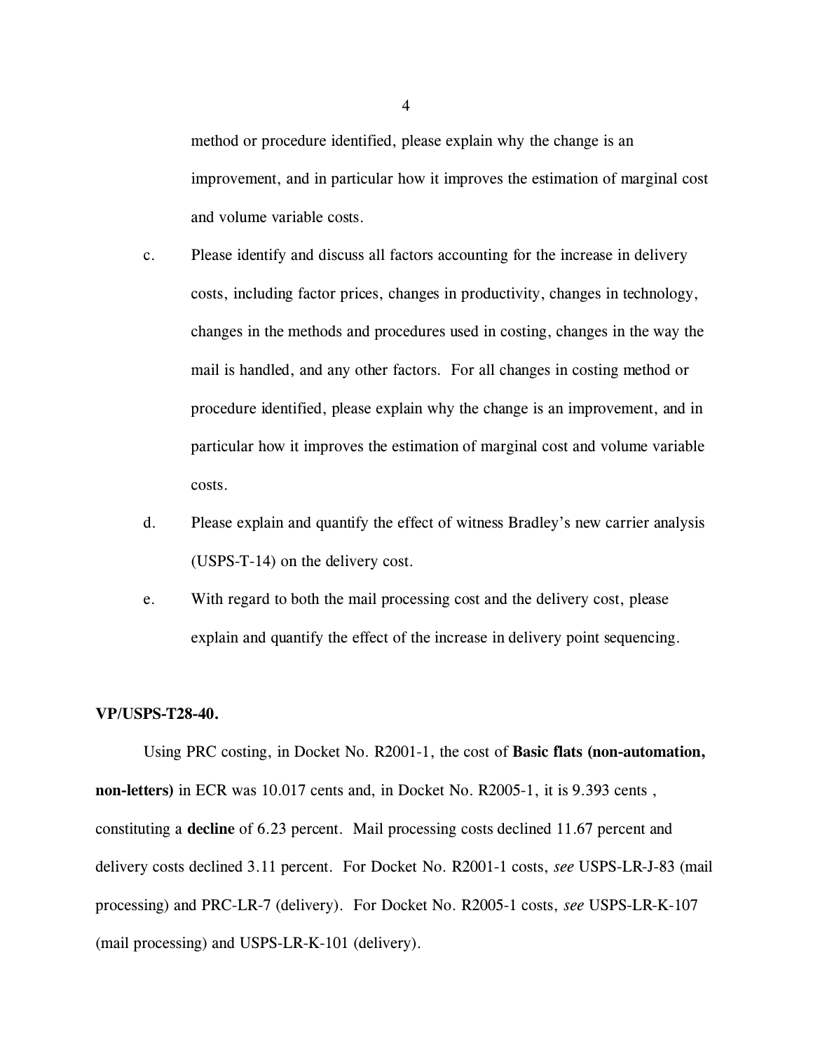method or procedure identified, please explain why the change is an improvement, and in particular how it improves the estimation of marginal cost and volume variable costs.

c. Please identify and discuss all factors accounting for the increase in delivery costs, including factor prices, changes in productivity, changes in technology, changes in the methods and procedures used in costing, changes in the way the mail is handled, and any other factors. For all changes in costing method or procedure identified, please explain why the change is an improvement, and in particular how it improves the estimation of marginal cost and volume variable costs.

d. Please explain and quantify the effect of witness Bradley's new carrier analysis (USPS-T-14) on the delivery cost.

e. With regard to both the mail processing cost and the delivery cost, please explain and quantify the effect of the increase in delivery point sequencing.

**VP/USPS-T28-40.**

Using PRC costing, in Docket No. R2001-1, the cost of **Basic flats (non-automation, non-letters)** in ECR was 10.017 cents and, in Docket No. R2005-1, it is 9.393 cents , constituting a **decline** of 6.23 percent. Mail processing costs declined 11.67 percent and delivery costs declined 3.11 percent. For Docket No. R2001-1 costs, *see* USPS-LR-J-83 (mail processing) and PRC-LR-7 (delivery). For Docket No. R2005-1 costs, *see* USPS-LR-K-107 (mail processing) and USPS-LR-K-101 (delivery).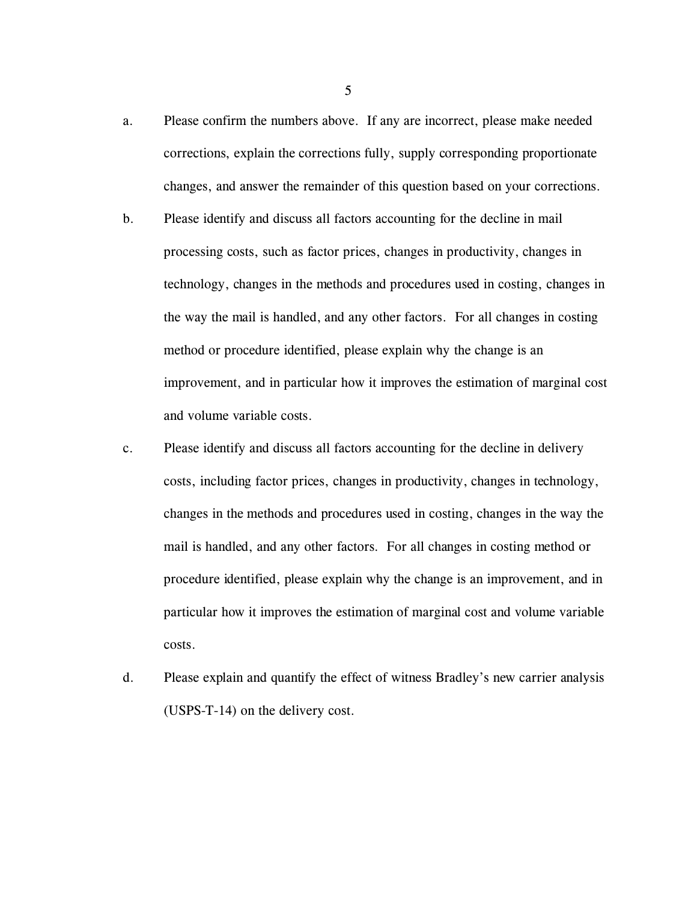a. Please confirm the numbers above. If any are incorrect, please make needed corrections, explain the corrections fully, supply corresponding proportionate changes, and answer the remainder of this question based on your corrections.

b. Please identify and discuss all factors accounting for the decline in mail processing costs, such as factor prices, changes in productivity, changes in technology, changes in the methods and procedures used in costing, changes in the way the mail is handled, and any other factors. For all changes in costing method or procedure identified, please explain why the change is an improvement, and in particular how it improves the estimation of marginal cost and volume variable costs.

c. Please identify and discuss all factors accounting for the decline in delivery costs, including factor prices, changes in productivity, changes in technology, changes in the methods and procedures used in costing, changes in the way the mail is handled, and any other factors. For all changes in costing method or procedure identified, please explain why the change is an improvement, and in particular how it improves the estimation of marginal cost and volume variable costs.

d. Please explain and quantify the effect of witness Bradley's new carrier analysis (USPS-T-14) on the delivery cost.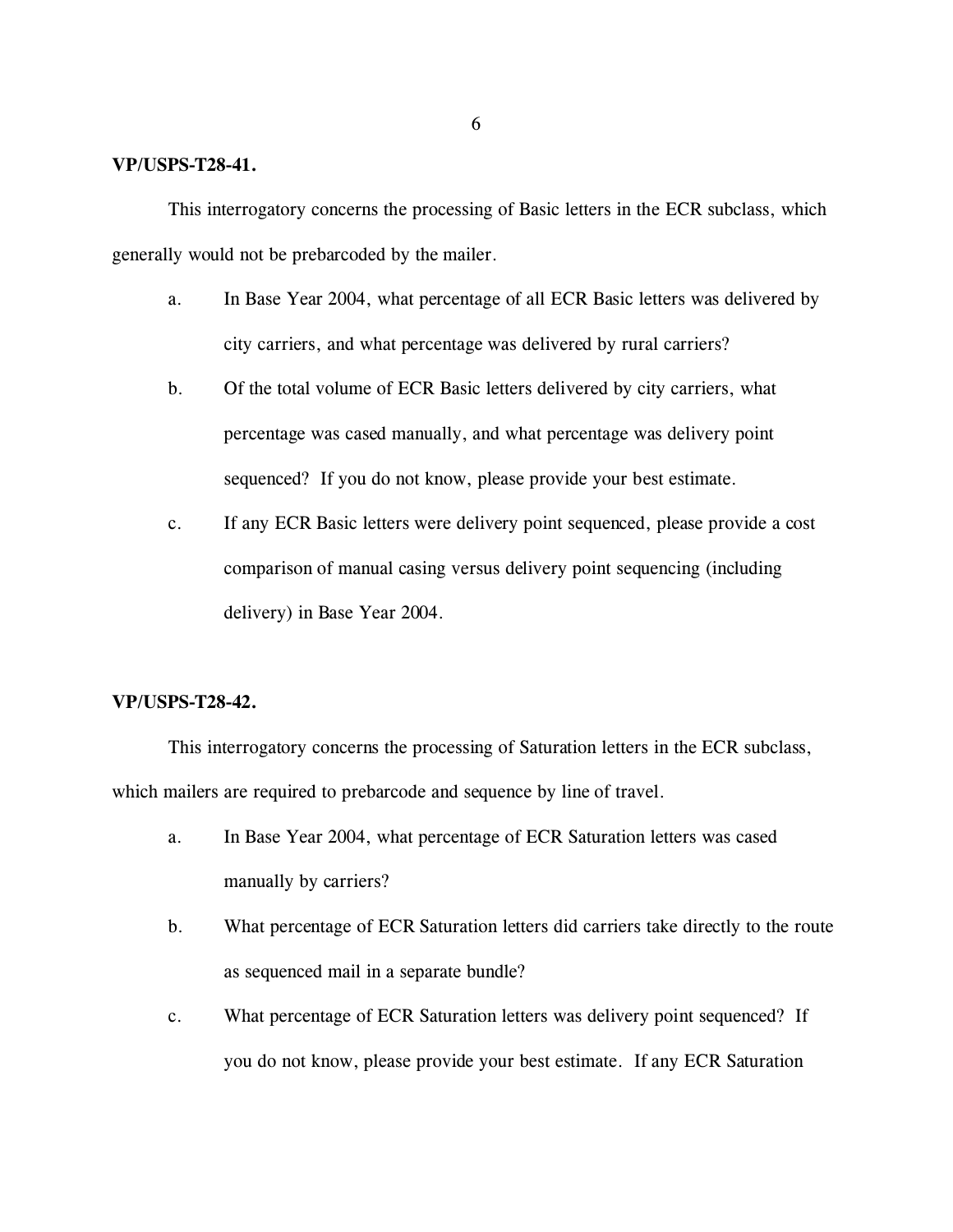**VP/USPS-T28-41.**

This interrogatory concerns the processing of Basic letters in the ECR subclass, which generally would not be prebarcoded by the mailer.

a. In Base Year 2004, what percentage of all ECR Basic letters was delivered by city carriers, and what percentage was delivered by rural carriers?

b. Of the total volume of ECR Basic letters delivered by city carriers, what percentage was cased manually, and what percentage was delivery point sequenced? If you do not know, please provide your best estimate.

c. If any ECR Basic letters were delivery point sequenced, please provide a cost comparison of manual casing versus delivery point sequencing (including delivery) in Base Year 2004.

**VP/USPS-T28-42.**

This interrogatory concerns the processing of Saturation letters in the ECR subclass, which mailers are required to prebarcode and sequence by line of travel.

a. In Base Year 2004, what percentage of ECR Saturation letters was cased manually by carriers?

b. What percentage of ECR Saturation letters did carriers take directly to the route as sequenced mail in a separate bundle?

c. What percentage of ECR Saturation letters was delivery point sequenced? If you do not know, please provide your best estimate. If any ECR Saturation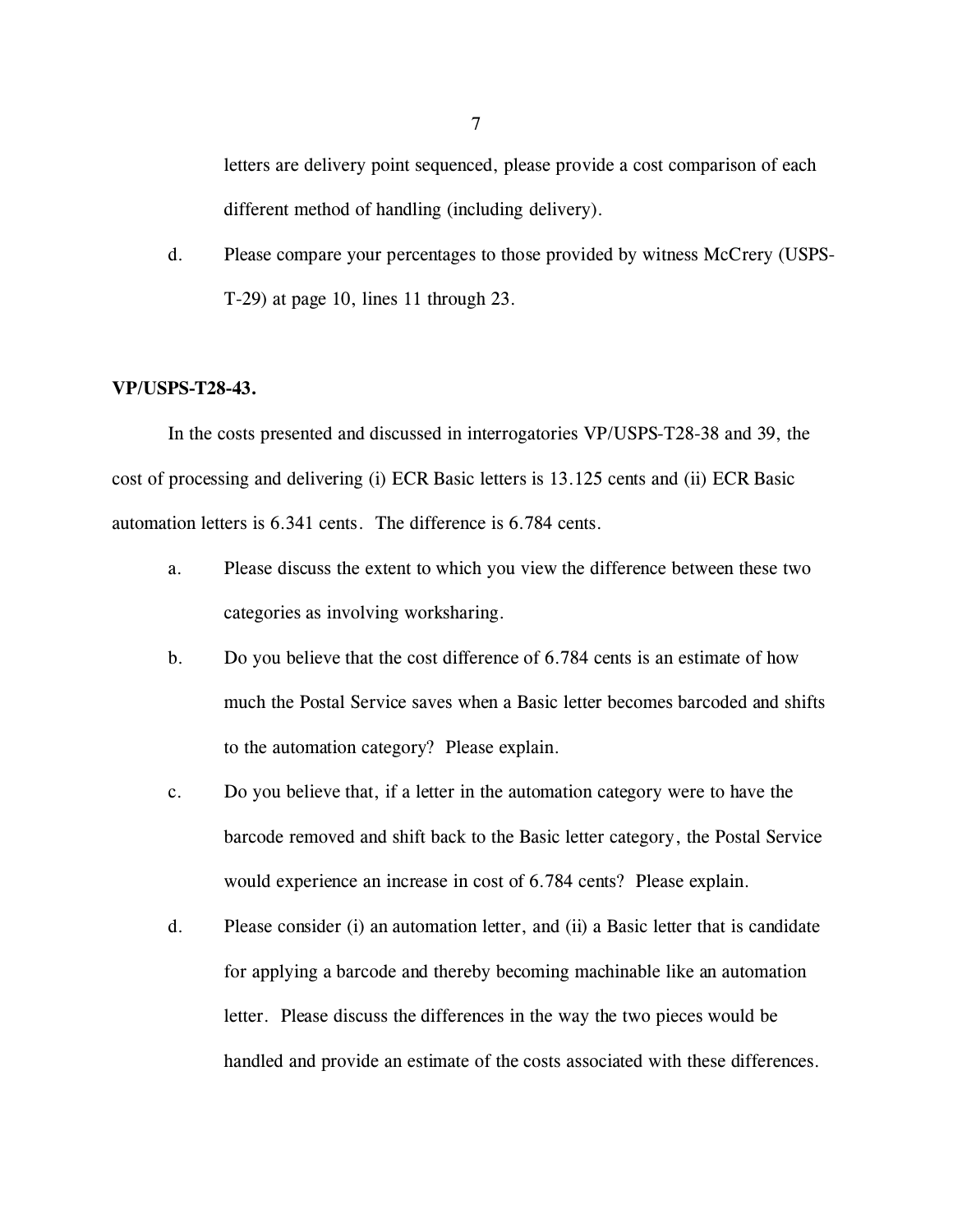letters are delivery point sequenced, please provide a cost comparison of each different method of handling (including delivery).

d. Please compare your percentages to those provided by witness McCrery (USPS-T-29) at page 10, lines 11 through 23.

**VP/USPS-T28-43.**

In the costs presented and discussed in interrogatories VP/USPS-T28-38 and 39, the cost of processing and delivering (i) ECR Basic letters is 13.125 cents and (ii) ECR Basic automation letters is 6.341 cents. The difference is 6.784 cents.

a. Please discuss the extent to which you view the difference between these two categories as involving worksharing.

b. Do you believe that the cost difference of 6.784 cents is an estimate of how much the Postal Service saves when a Basic letter becomes barcoded and shifts to the automation category? Please explain.

c. Do you believe that, if a letter in the automation category were to have the barcode removed and shift back to the Basic letter category, the Postal Service would experience an increase in cost of 6.784 cents? Please explain.

d. Please consider (i) an automation letter, and (ii) a Basic letter that is candidate for applying a barcode and thereby becoming machinable like an automation letter. Please discuss the differences in the way the two pieces would be handled and provide an estimate of the costs associated with these differences.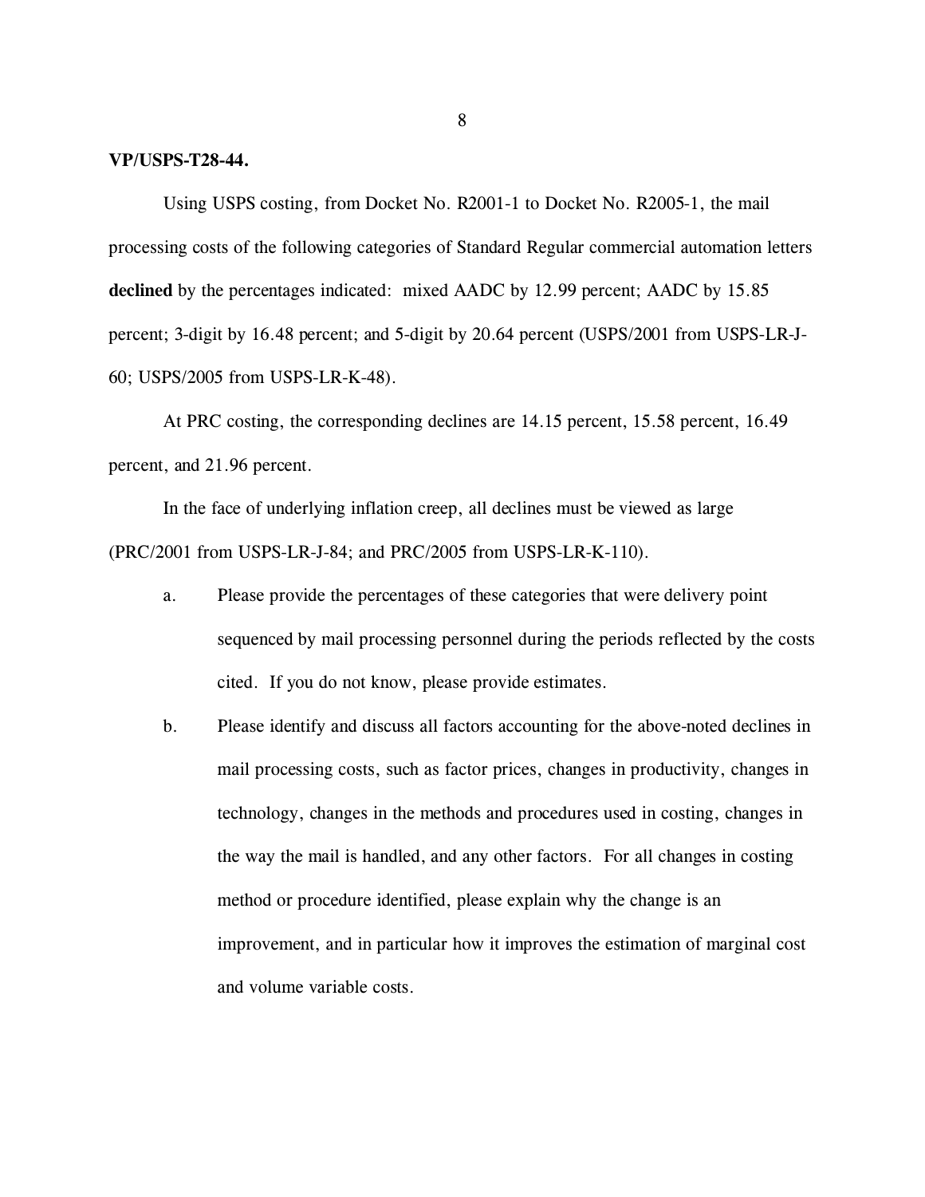**VP/USPS-T28-44.**

Using USPS costing, from Docket No. R2001-1 to Docket No. R2005-1, the mail processing costs of the following categories of Standard Regular commercial automation letters **declined** by the percentages indicated: mixed AADC by 12.99 percent; AADC by 15.85 percent; 3-digit by 16.48 percent; and 5-digit by 20.64 percent (USPS/2001 from USPS-LR-J-60; USPS/2005 from USPS-LR-K-48).

At PRC costing, the corresponding declines are 14.15 percent, 15.58 percent, 16.49 percent, and 21.96 percent.

In the face of underlying inflation creep, all declines must be viewed as large (PRC/2001 from USPS-LR-J-84; and PRC/2005 from USPS-LR-K-110).

a. Please provide the percentages of these categories that were delivery point sequenced by mail processing personnel during the periods reflected by the costs cited. If you do not know, please provide estimates.

b. Please identify and discuss all factors accounting for the above-noted declines in mail processing costs, such as factor prices, changes in productivity, changes in technology, changes in the methods and procedures used in costing, changes in the way the mail is handled, and any other factors. For all changes in costing method or procedure identified, please explain why the change is an improvement, and in particular how it improves the estimation of marginal cost and volume variable costs.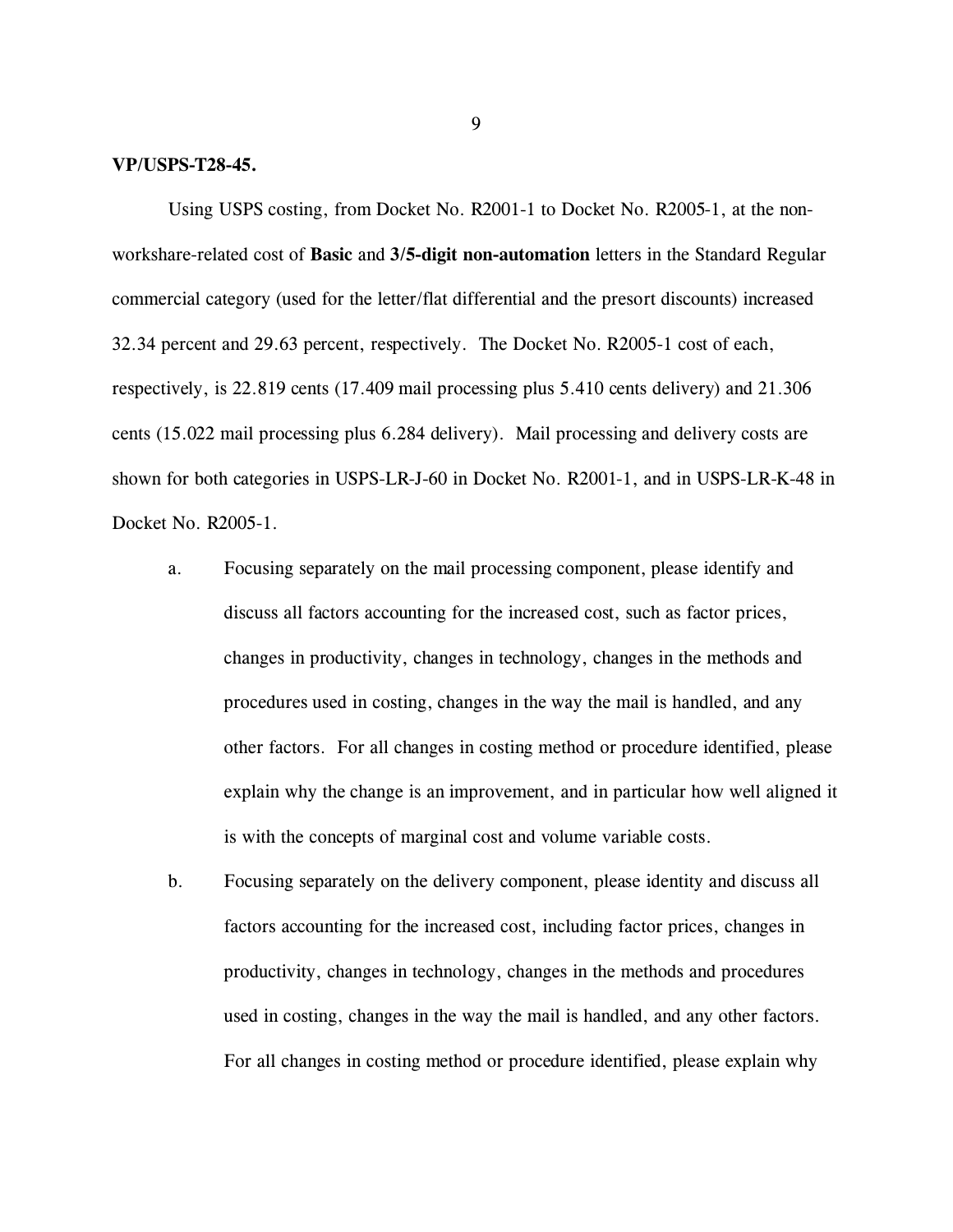**VP/USPS-T28-45.**

Using USPS costing, from Docket No. R2001-1 to Docket No. R2005-1, at the non-workshare-related cost of **Basic** and **3/5-digit non-automation** letters in the Standard Regular commercial category (used for the letter/flat differential and the presort discounts) increased 32.34 percent and 29.63 percent, respectively. The Docket No. R2005-1 cost of each, respectively, is 22.819 cents (17.409 mail processing plus 5.410 cents delivery) and 21.306 cents (15.022 mail processing plus 6.284 delivery). Mail processing and delivery costs are shown for both categories in USPS-LR-J-60 in Docket No. R2001-1, and in USPS-LR-K-48 in Docket No. R2005-1.

a. Focusing separately on the mail processing component, please identify and discuss all factors accounting for the increased cost, such as factor prices, changes in productivity, changes in technology, changes in the methods and procedures used in costing, changes in the way the mail is handled, and any other factors. For all changes in costing method or procedure identified, please explain why the change is an improvement, and in particular how well aligned it is with the concepts of marginal cost and volume variable costs.

b. Focusing separately on the delivery component, please identity and discuss all factors accounting for the increased cost, including factor prices, changes in productivity, changes in technology, changes in the methods and procedures used in costing, changes in the way the mail is handled, and any other factors. For all changes in costing method or procedure identified, please explain why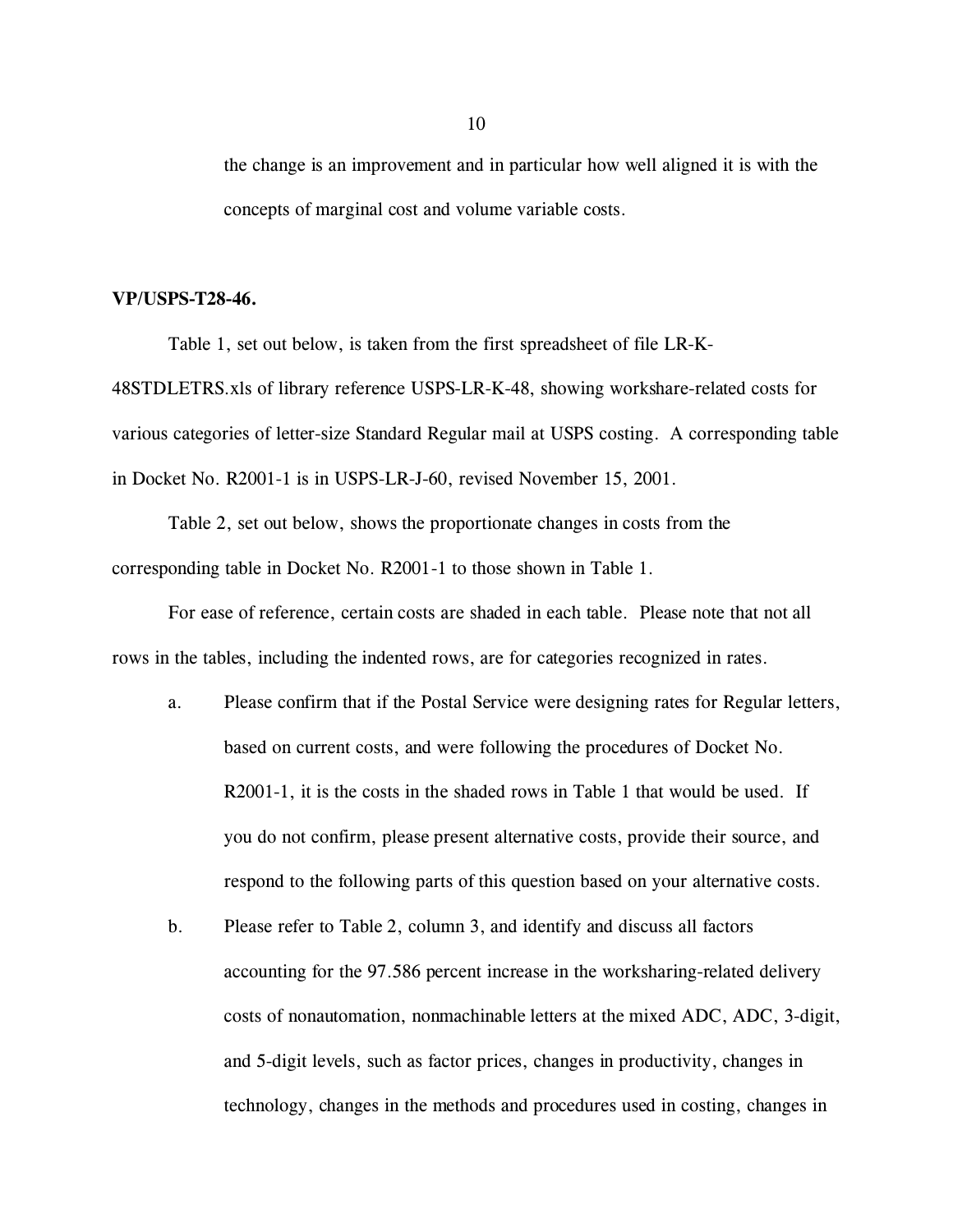the change is an improvement and in particular how well aligned it is with the concepts of marginal cost and volume variable costs.

**VP/USPS-T28-46.**

Table 1, set out below, is taken from the first spreadsheet of file LR-K-48STDLETRS.xls of library reference USPS-LR-K-48, showing workshare-related costs for various categories of letter-size Standard Regular mail at USPS costing. A corresponding table in Docket No. R2001-1 is in USPS-LR-J-60, revised November 15, 2001.

Table 2, set out below, shows the proportionate changes in costs from the corresponding table in Docket No. R2001-1 to those shown in Table 1.

For ease of reference, certain costs are shaded in each table. Please note that not all rows in the tables, including the indented rows, are for categories recognized in rates.

a. Please confirm that if the Postal Service were designing rates for Regular letters, based on current costs, and were following the procedures of Docket No. R2001-1, it is the costs in the shaded rows in Table 1 that would be used. If you do not confirm, please present alternative costs, provide their source, and respond to the following parts of this question based on your alternative costs.

b. Please refer to Table 2, column 3, and identify and discuss all factors accounting for the 97.586 percent increase in the worksharing-related delivery costs of nonautomation, nonmachinable letters at the mixed ADC, ADC, 3-digit, and 5-digit levels, such as factor prices, changes in productivity, changes in technology, changes in the methods and procedures used in costing, changes in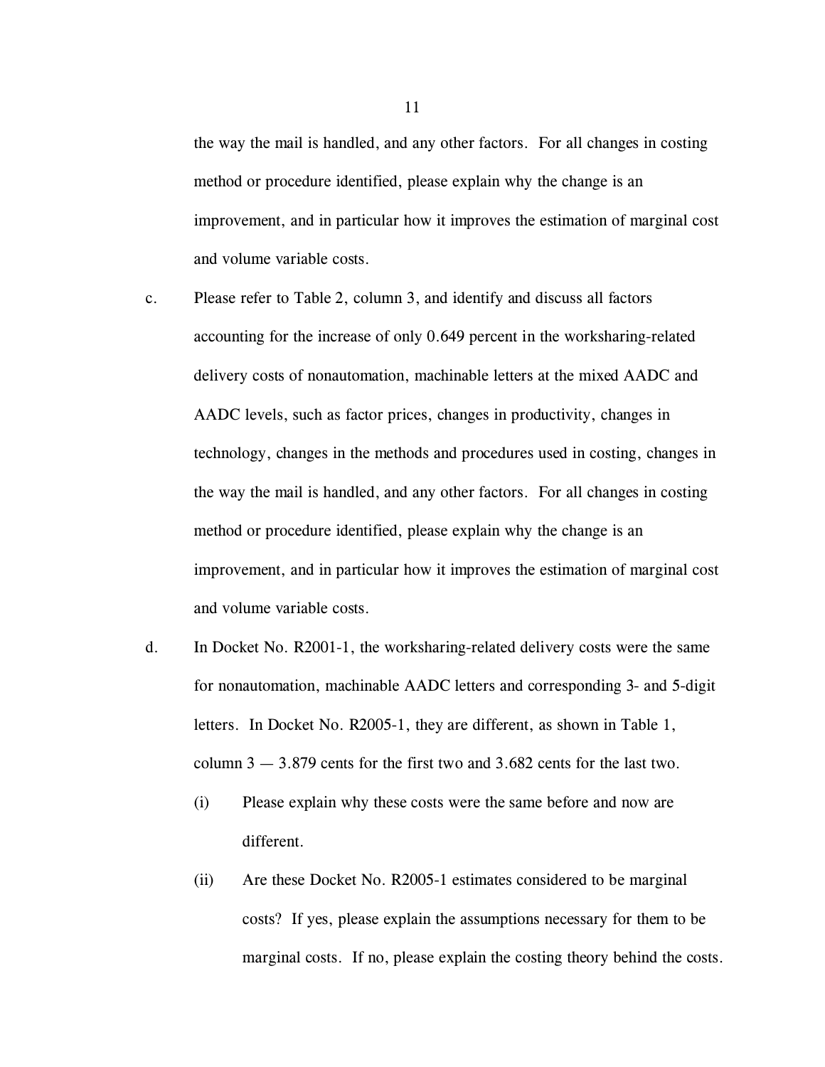the way the mail is handled, and any other factors. For all changes in costing method or procedure identified, please explain why the change is an improvement, and in particular how it improves the estimation of marginal cost and volume variable costs.

c. Please refer to Table 2, column 3, and identify and discuss all factors accounting for the increase of only 0.649 percent in the worksharing-related delivery costs of nonautomation, machinable letters at the mixed AADC and AADC levels, such as factor prices, changes in productivity, changes in technology, changes in the methods and procedures used in costing, changes in the way the mail is handled, and any other factors. For all changes in costing method or procedure identified, please explain why the change is an improvement, and in particular how it improves the estimation of marginal cost and volume variable costs.

d. In Docket No. R2001-1, the worksharing-related delivery costs were the same for nonautomation, machinable AADC letters and corresponding 3- and 5-digit letters. In Docket No. R2005-1, they are different, as shown in Table 1, column 3 — 3.879 cents for the first two and 3.682 cents for the last two.

   (i) Please explain why these costs were the same before and now are different.

   (ii) Are these Docket No. R2005-1 estimates considered to be marginal costs? If yes, please explain the assumptions necessary for them to be marginal costs. If no, please explain the costing theory behind the costs.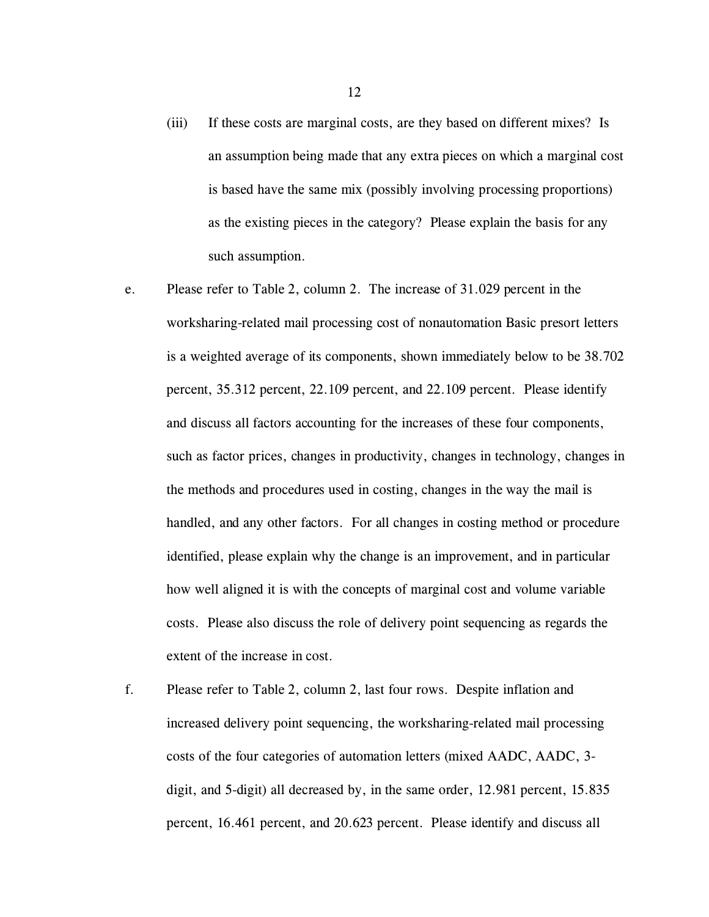(iii) If these costs are marginal costs, are they based on different mixes? Is an assumption being made that any extra pieces on which a marginal cost is based have the same mix (possibly involving processing proportions) as the existing pieces in the category? Please explain the basis for any such assumption.

e. Please refer to Table 2, column 2. The increase of 31.029 percent in the worksharing-related mail processing cost of nonautomation Basic presort letters is a weighted average of its components, shown immediately below to be 38.702 percent, 35.312 percent, 22.109 percent, and 22.109 percent. Please identify and discuss all factors accounting for the increases of these four components, such as factor prices, changes in productivity, changes in technology, changes in the methods and procedures used in costing, changes in the way the mail is handled, and any other factors. For all changes in costing method or procedure identified, please explain why the change is an improvement, and in particular how well aligned it is with the concepts of marginal cost and volume variable costs. Please also discuss the role of delivery point sequencing as regards the extent of the increase in cost.

f. Please refer to Table 2, column 2, last four rows. Despite inflation and increased delivery point sequencing, the worksharing-related mail processing costs of the four categories of automation letters (mixed AADC, AADC, 3-digit, and 5-digit) all decreased by, in the same order, 12.981 percent, 15.835 percent, 16.461 percent, and 20.623 percent. Please identify and discuss all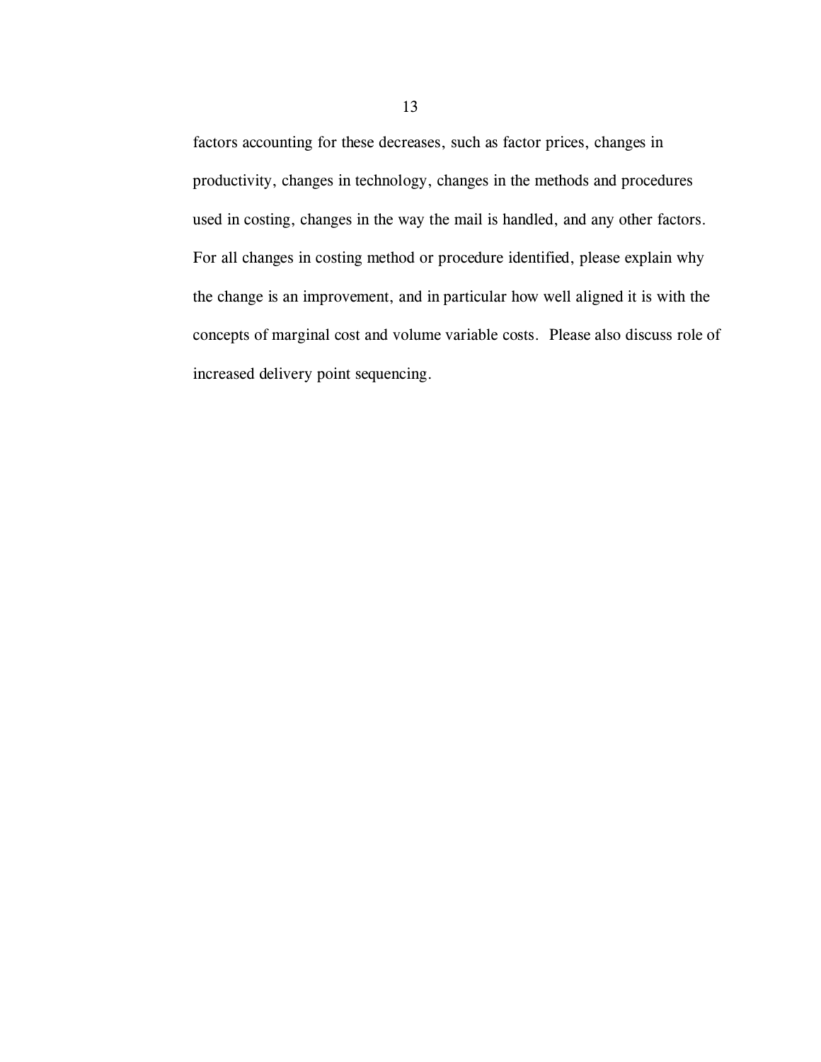factors accounting for these decreases, such as factor prices, changes in productivity, changes in technology, changes in the methods and procedures used in costing, changes in the way the mail is handled, and any other factors. For all changes in costing method or procedure identified, please explain why the change is an improvement, and in particular how well aligned it is with the concepts of marginal cost and volume variable costs. Please also discuss role of increased delivery point sequencing.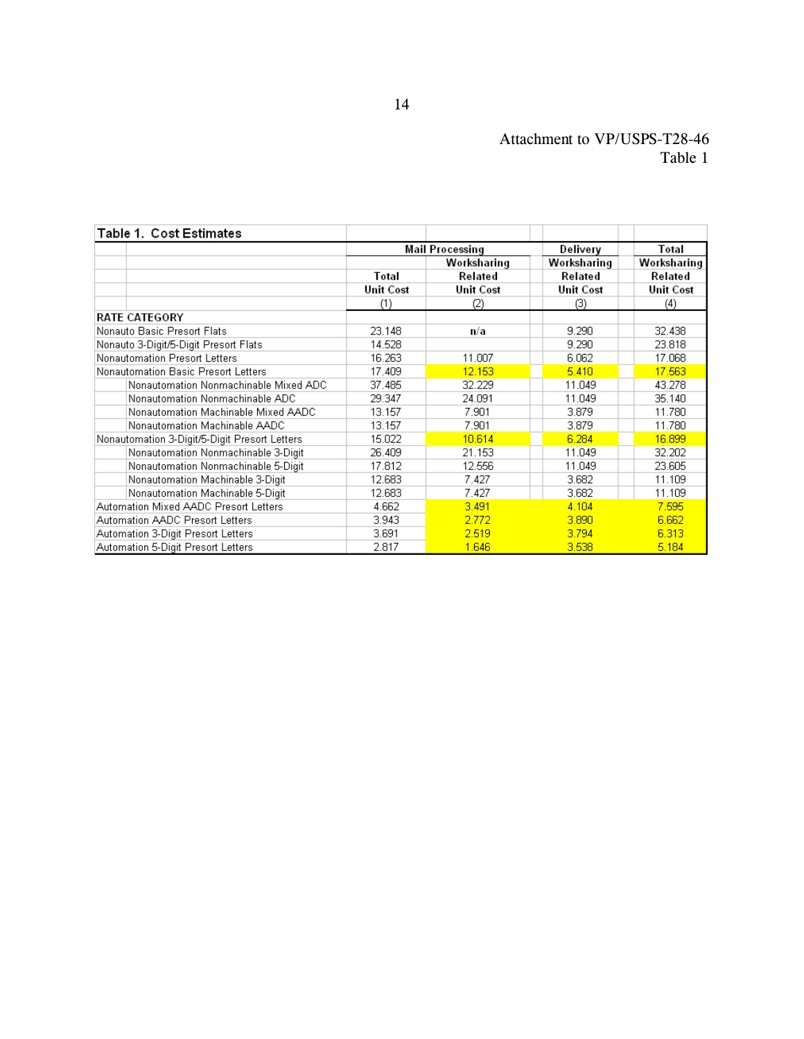Attachment to VP/USPS-T28-46
Table 1

**Table 1. Cost Estimates**

| RATE CATEGORY | Mail Processing Total Unit Cost (1) | Mail Processing Worksharing Related Unit Cost (2) | Delivery Worksharing Related Unit Cost (3) | Total Worksharing Related Unit Cost (4) |
|---|---|---|---|---|
| Nonauto Basic Presort Flats | 23.148 | n/a | 9.290 | 32.438 |
| Nonauto 3-Digit/5-Digit Presort Flats | 14.528 | | 9.290 | 23.818 |
| Nonautomation Presort Letters | 16.263 | 11.007 | 6.062 | 17.068 |
| Nonautomation Basic Presort Letters | 17.409 | 12.153 | 5.410 | 17.563 |
| Nonautomation Nonmachinable Mixed ADC | 37.485 | 32.229 | 11.049 | 43.278 |
| Nonautomation Nonmachinable ADC | 29.347 | 24.091 | 11.049 | 35.140 |
| Nonautomation Machinable Mixed AADC | 13.157 | 7.901 | 3.879 | 11.780 |
| Nonautomation Machinable AADC | 13.157 | 7.901 | 3.879 | 11.780 |
| Nonautomation 3-Digit/5-Digit Presort Letters | 15.022 | 10.614 | 6.284 | 16.899 |
| Nonautomation Nonmachinable 3-Digit | 26.409 | 21.153 | 11.049 | 32.202 |
| Nonautomation Nonmachinable 5-Digit | 17.812 | 12.556 | 11.049 | 23.605 |
| Nonautomation Machinable 3-Digit | 12.683 | 7.427 | 3.682 | 11.109 |
| Nonautomation Machinable 5-Digit | 12.683 | 7.427 | 3.682 | 11.109 |
| Automation Mixed AADC Presort Letters | 4.662 | 3.491 | 4.104 | 7.595 |
| Automation AADC Presort Letters | 3.943 | 2.772 | 3.890 | 6.662 |
| Automation 3-Digit Presort Letters | 3.691 | 2.519 | 3.794 | 6.313 |
| Automation 5-Digit Presort Letters | 2.817 | 1.646 | 3.538 | 5.184 |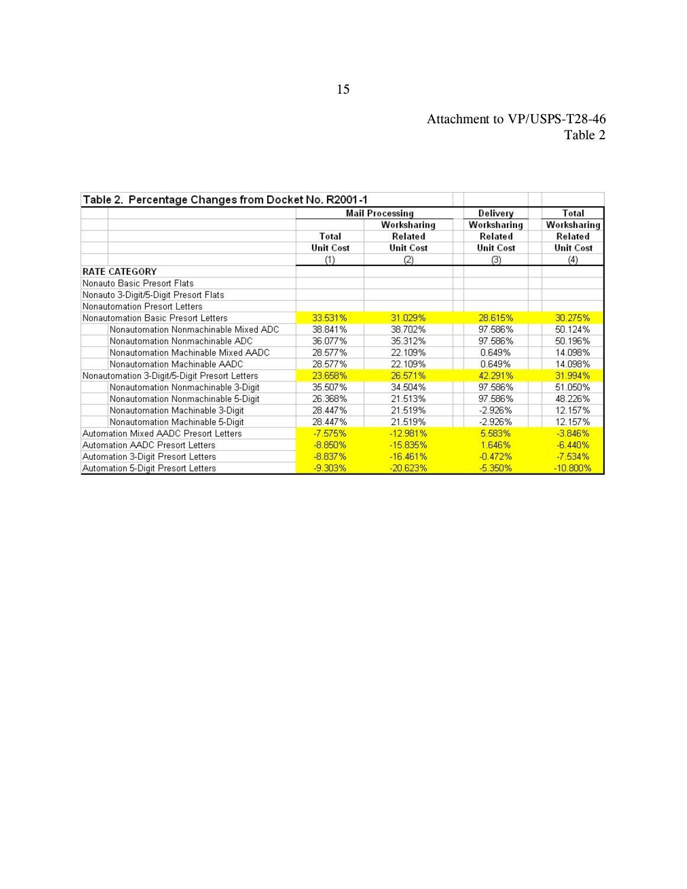Attachment to VP/USPS-T28-46
Table 2

| Table 2. Percentage Changes from Docket No. R2001-1 | Mail Processing | | Delivery | Total |
|---|---|---|---|---|
| | | Worksharing | Worksharing | Worksharing |
| | Total | Related | Related | Related |
| | Unit Cost | Unit Cost | Unit Cost | Unit Cost |
| | (1) | (2) | (3) | (4) |
| **RATE CATEGORY** | | | | |
| Nonauto Basic Presort Flats | | | | |
| Nonauto 3-Digit/5-Digit Presort Flats | | | | |
| Nonautomation Presort Letters | | | | |
| Nonautomation Basic Presort Letters | 33.531% | 31.029% | 28.615% | 30.275% |
| Nonautomation Nonmachinable Mixed ADC | 38.841% | 38.702% | 97.586% | 50.124% |
| Nonautomation Nonmachinable ADC | 36.077% | 35.312% | 97.586% | 50.196% |
| Nonautomation Machinable Mixed AADC | 28.577% | 22.109% | 0.649% | 14.098% |
| Nonautomation Machinable AADC | 28.577% | 22.109% | 0.649% | 14.098% |
| Nonautomation 3-Digit/5-Digit Presort Letters | 23.658% | 26.571% | 42.291% | 31.994% |
| Nonautomation Nonmachinable 3-Digit | 35.507% | 34.504% | 97.586% | 51.050% |
| Nonautomation Nonmachinable 5-Digit | 26.368% | 21.513% | 97.586% | 48.226% |
| Nonautomation Machinable 3-Digit | 28.447% | 21.519% | -2.926% | 12.157% |
| Nonautomation Machinable 5-Digit | 28.447% | 21.519% | -2.926% | 12.157% |
| Automation Mixed AADC Presort Letters | -7.575% | -12.981% | 5.583% | -3.846% |
| Automation AADC Presort Letters | -8.850% | -15.835% | 1.646% | -6.440% |
| Automation 3-Digit Presort Letters | -8.837% | -16.461% | -0.472% | -7.534% |
| Automation 5-Digit Presort Letters | -9.303% | -20.623% | -5.350% | -10.800% |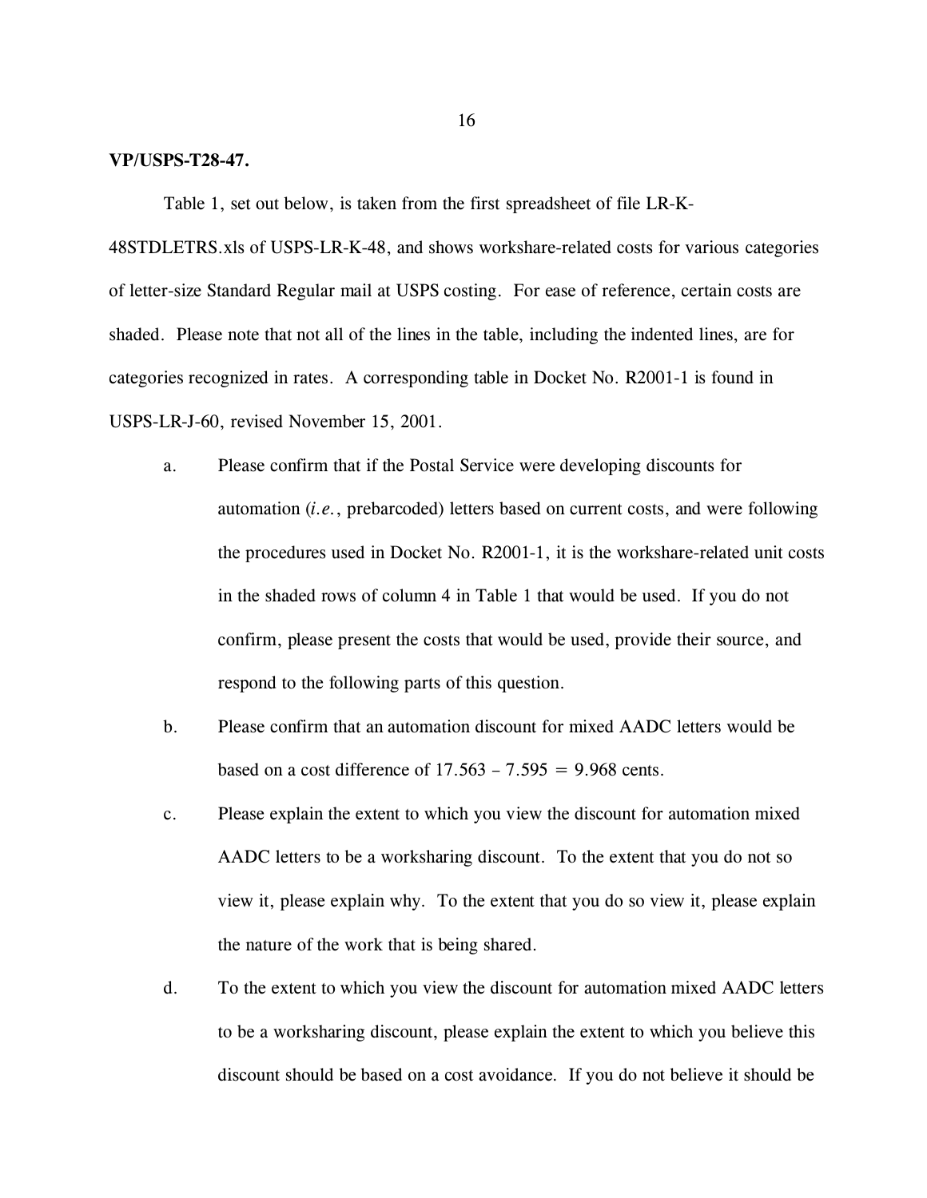**VP/USPS-T28-47.**

Table 1, set out below, is taken from the first spreadsheet of file LR-K-48STDLETRS.xls of USPS-LR-K-48, and shows workshare-related costs for various categories of letter-size Standard Regular mail at USPS costing. For ease of reference, certain costs are shaded. Please note that not all of the lines in the table, including the indented lines, are for categories recognized in rates. A corresponding table in Docket No. R2001-1 is found in USPS-LR-J-60, revised November 15, 2001.

a. Please confirm that if the Postal Service were developing discounts for automation (*i.e.*, prebarcoded) letters based on current costs, and were following the procedures used in Docket No. R2001-1, it is the workshare-related unit costs in the shaded rows of column 4 in Table 1 that would be used. If you do not confirm, please present the costs that would be used, provide their source, and respond to the following parts of this question.

b. Please confirm that an automation discount for mixed AADC letters would be based on a cost difference of 17.563 – 7.595 = 9.968 cents.

c. Please explain the extent to which you view the discount for automation mixed AADC letters to be a worksharing discount. To the extent that you do not so view it, please explain why. To the extent that you do so view it, please explain the nature of the work that is being shared.

d. To the extent to which you view the discount for automation mixed AADC letters to be a worksharing discount, please explain the extent to which you believe this discount should be based on a cost avoidance. If you do not believe it should be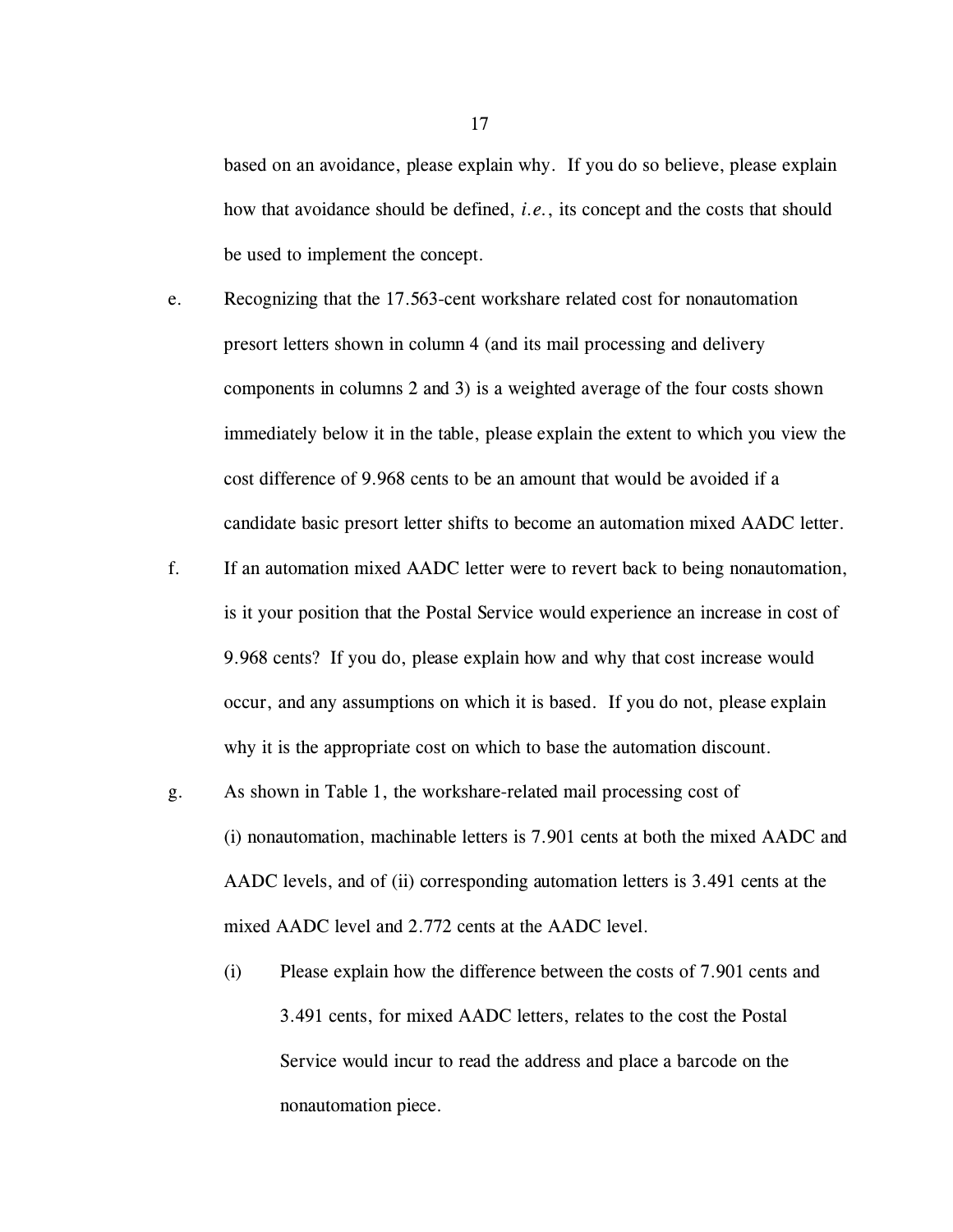based on an avoidance, please explain why. If you do so believe, please explain how that avoidance should be defined, *i.e.*, its concept and the costs that should be used to implement the concept.

e. Recognizing that the 17.563-cent workshare related cost for nonautomation presort letters shown in column 4 (and its mail processing and delivery components in columns 2 and 3) is a weighted average of the four costs shown immediately below it in the table, please explain the extent to which you view the cost difference of 9.968 cents to be an amount that would be avoided if a candidate basic presort letter shifts to become an automation mixed AADC letter.

f. If an automation mixed AADC letter were to revert back to being nonautomation, is it your position that the Postal Service would experience an increase in cost of 9.968 cents? If you do, please explain how and why that cost increase would occur, and any assumptions on which it is based. If you do not, please explain why it is the appropriate cost on which to base the automation discount.

g. As shown in Table 1, the workshare-related mail processing cost of (i) nonautomation, machinable letters is 7.901 cents at both the mixed AADC and AADC levels, and of (ii) corresponding automation letters is 3.491 cents at the mixed AADC level and 2.772 cents at the AADC level.

   (i) Please explain how the difference between the costs of 7.901 cents and 3.491 cents, for mixed AADC letters, relates to the cost the Postal Service would incur to read the address and place a barcode on the nonautomation piece.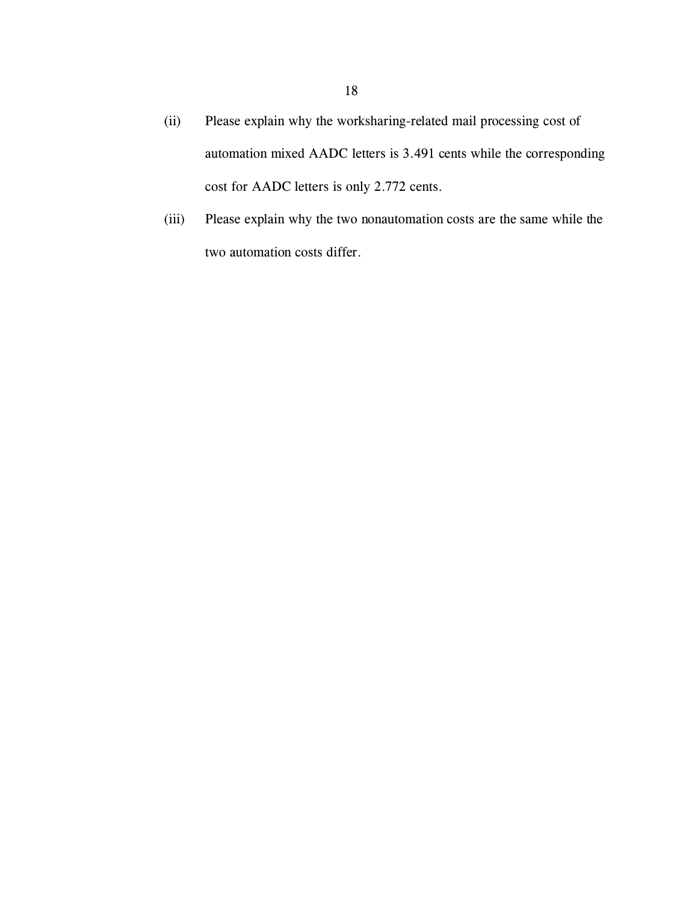(ii) Please explain why the worksharing-related mail processing cost of automation mixed AADC letters is 3.491 cents while the corresponding cost for AADC letters is only 2.772 cents.

(iii) Please explain why the two nonautomation costs are the same while the two automation costs differ.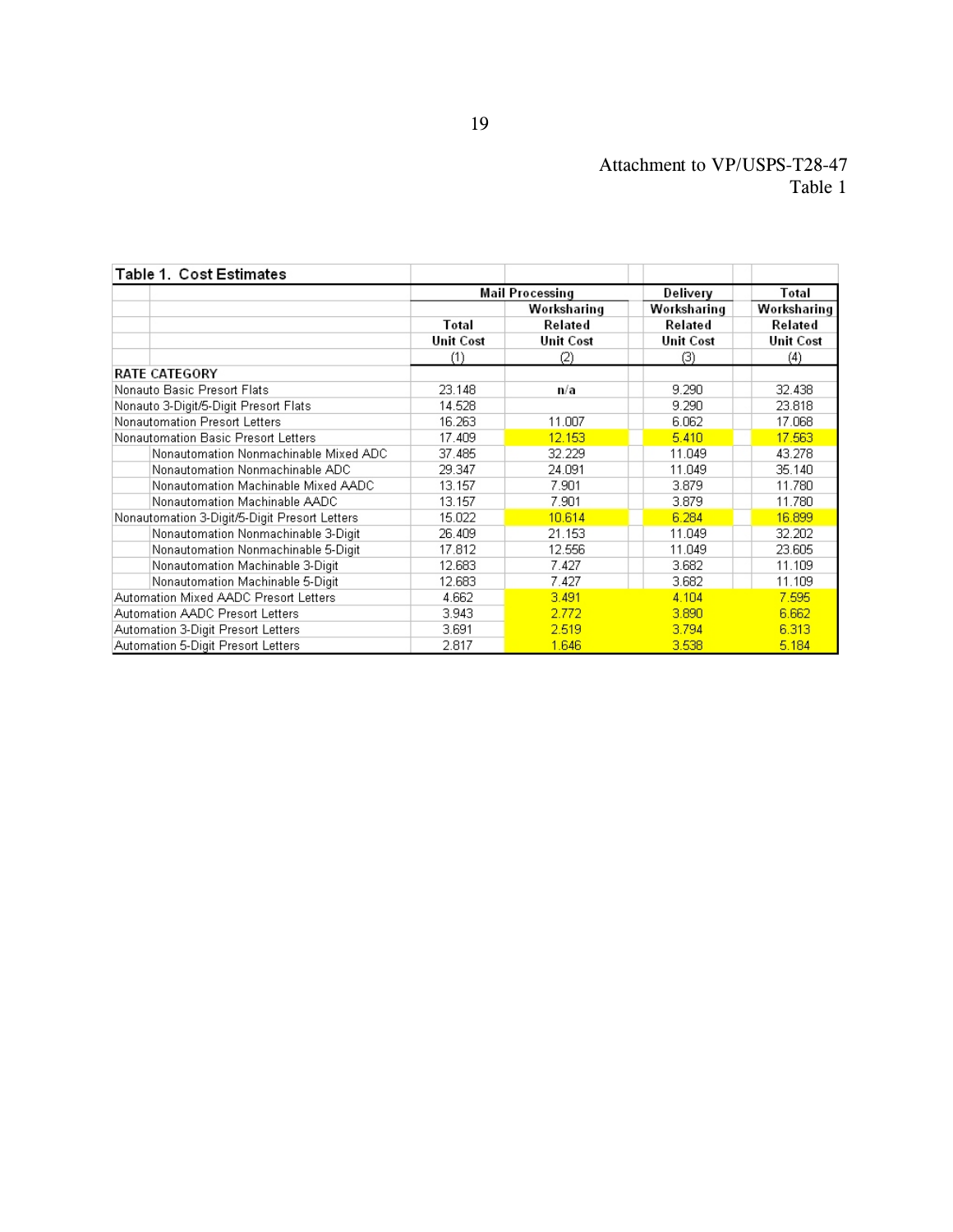Attachment to VP/USPS-T28-47
Table 1

| Table 1. Cost Estimates | Mail Processing | | Delivery | Total |
|---|---|---|---|---|
| | | Worksharing | Worksharing | Worksharing |
| | Total | Related | Related | Related |
| | Unit Cost | Unit Cost | Unit Cost | Unit Cost |
| | (1) | (2) | (3) | (4) |
| RATE CATEGORY | | | | |
| Nonauto Basic Presort Flats | 23.148 | n/a | 9.290 | 32.438 |
| Nonauto 3-Digit/5-Digit Presort Flats | 14.528 | | 9.290 | 23.818 |
| Nonautomation Presort Letters | 16.263 | 11.007 | 6.062 | 17.068 |
| Nonautomation Basic Presort Letters | 17.409 | 12.153 | 5.410 | 17.563 |
| Nonautomation Nonmachinable Mixed ADC | 37.485 | 32.229 | 11.049 | 43.278 |
| Nonautomation Nonmachinable ADC | 29.347 | 24.091 | 11.049 | 35.140 |
| Nonautomation Machinable Mixed AADC | 13.157 | 7.901 | 3.879 | 11.780 |
| Nonautomation Machinable AADC | 13.157 | 7.901 | 3.879 | 11.780 |
| Nonautomation 3-Digit/5-Digit Presort Letters | 15.022 | 10.614 | 6.284 | 16.899 |
| Nonautomation Nonmachinable 3-Digit | 26.409 | 21.153 | 11.049 | 32.202 |
| Nonautomation Nonmachinable 5-Digit | 17.812 | 12.556 | 11.049 | 23.605 |
| Nonautomation Machinable 3-Digit | 12.683 | 7.427 | 3.682 | 11.109 |
| Nonautomation Machinable 5-Digit | 12.683 | 7.427 | 3.682 | 11.109 |
| Automation Mixed AADC Presort Letters | 4.662 | 3.491 | 4.104 | 7.595 |
| Automation AADC Presort Letters | 3.943 | 2.772 | 3.890 | 6.662 |
| Automation 3-Digit Presort Letters | 3.691 | 2.519 | 3.794 | 6.313 |
| Automation 5-Digit Presort Letters | 2.817 | 1.646 | 3.538 | 5.184 |